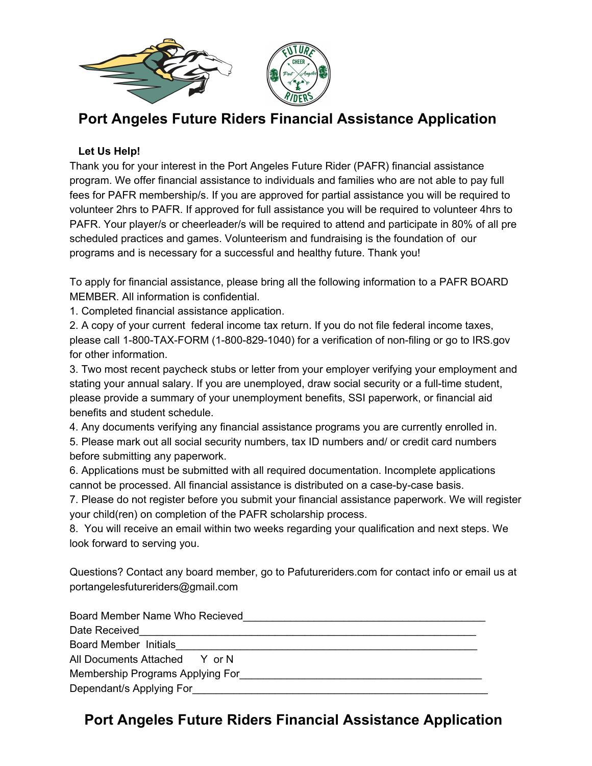# Port Angeles Future Riders Financial Assistance Application

**Let Us Help!**

Thank you for your interest in the Port Angeles Future Rider (PAFR) financial assistance program. We offer financial assistance to individuals and families who are not able to pay full fees for PAFR membership/s. If you are approved for partial assistance you will be required to volunteer 2hrs to PAFR. If approved for full assistance you will be required to volunteer 4hrs to PAFR. Your player/s or cheerleader/s will be required to attend and participate in 80% of all pre scheduled practices and games. Volunteerism and fundraising is the foundation of our programs and is necessary for a successful and healthy future. Thank you!

To apply for financial assistance, please bring all the following information to a PAFR BOARD MEMBER. All information is confidential.

1. Completed financial assistance application.
2. A copy of your current federal income tax return. If you do not file federal income taxes, please call 1-800-TAX-FORM (1-800-829-1040) for a verification of non-filing or go to IRS.gov for other information.
3. Two most recent paycheck stubs or letter from your employer verifying your employment and stating your annual salary. If you are unemployed, draw social security or a full-time student, please provide a summary of your unemployment benefits, SSI paperwork, or financial aid benefits and student schedule.
4. Any documents verifying any financial assistance programs you are currently enrolled in.
5. Please mark out all social security numbers, tax ID numbers and/ or credit card numbers before submitting any paperwork.
6. Applications must be submitted with all required documentation. Incomplete applications cannot be processed. All financial assistance is distributed on a case-by-case basis.
7. Please do not register before you submit your financial assistance paperwork. We will register your child(ren) on completion of the PAFR scholarship process.
8. You will receive an email within two weeks regarding your qualification and next steps. We look forward to serving you.

Questions? Contact any board member, go to Pafutureriders.com for contact info or email us at portangelesfutureriders@gmail.com

Board Member Name Who Recieved___________________________________________

Date Received_______________________________________________________

Board Member Initials_________________________________________________

All Documents Attached Y or N

Membership Programs Applying For_______________________________________

Dependant/s Applying For________________________________________________

# Port Angeles Future Riders Financial Assistance Application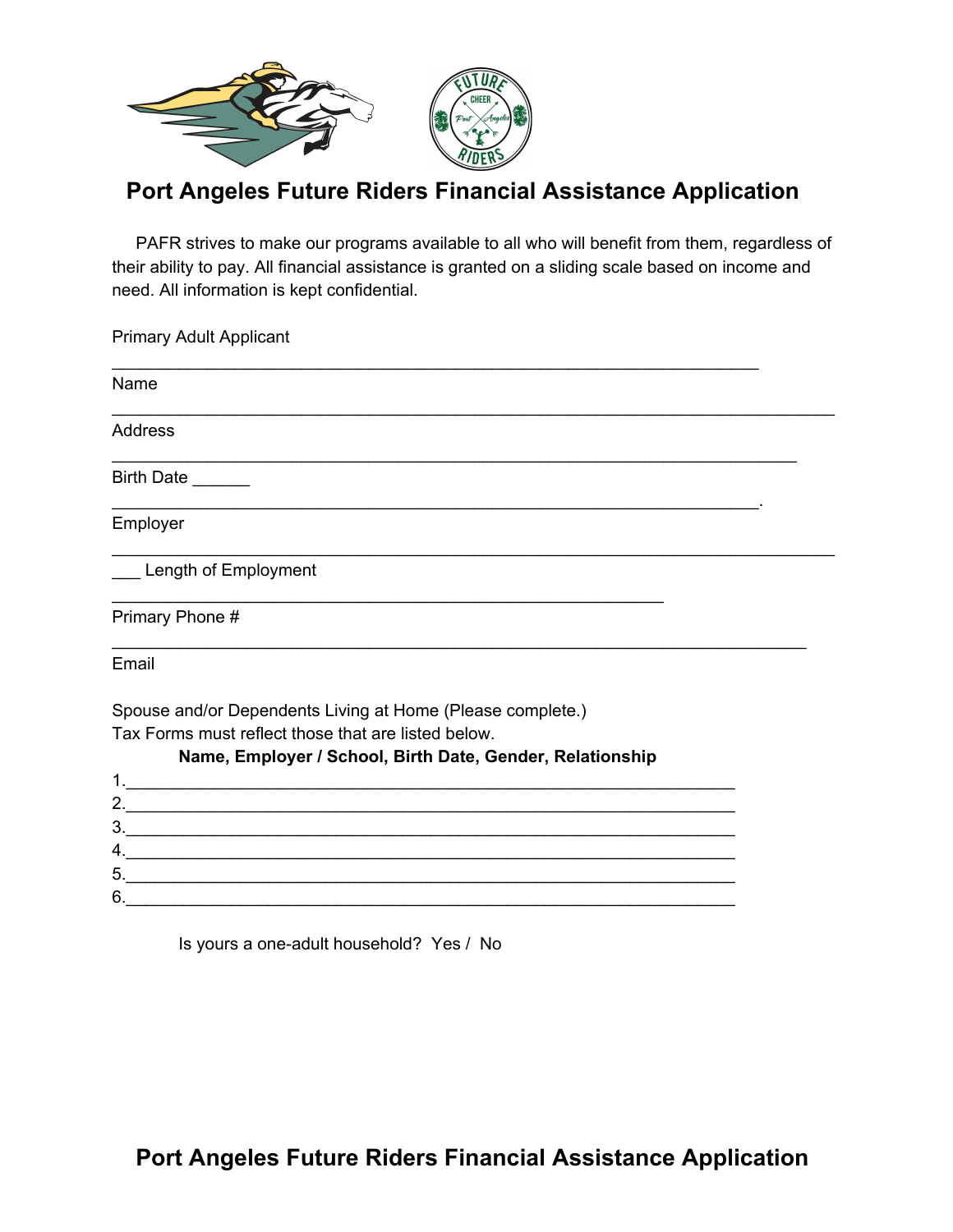# Port Angeles Future Riders Financial Assistance Application

PAFR strives to make our programs available to all who will benefit from them, regardless of their ability to pay. All financial assistance is granted on a sliding scale based on income and need. All information is kept confidential.

Primary Adult Applicant

_______________________________________________________________

Name

______________________________________________________________________

Address

___________________________________________________________________

Birth Date ______

_______________________________________________________________.

Employer

______________________________________________________________________

___ Length of Employment

______________________________________________________

Primary Phone #

____________________________________________________________________

Email

Spouse and/or Dependents Living at Home (Please complete.)
Tax Forms must reflect those that are listed below.

**Name, Employer / School, Birth Date, Gender, Relationship**

1.____________________________________________________________
2.____________________________________________________________
3.____________________________________________________________
4.____________________________________________________________
5.____________________________________________________________
6.____________________________________________________________

Is yours a one-adult household? Yes / No

# Port Angeles Future Riders Financial Assistance Application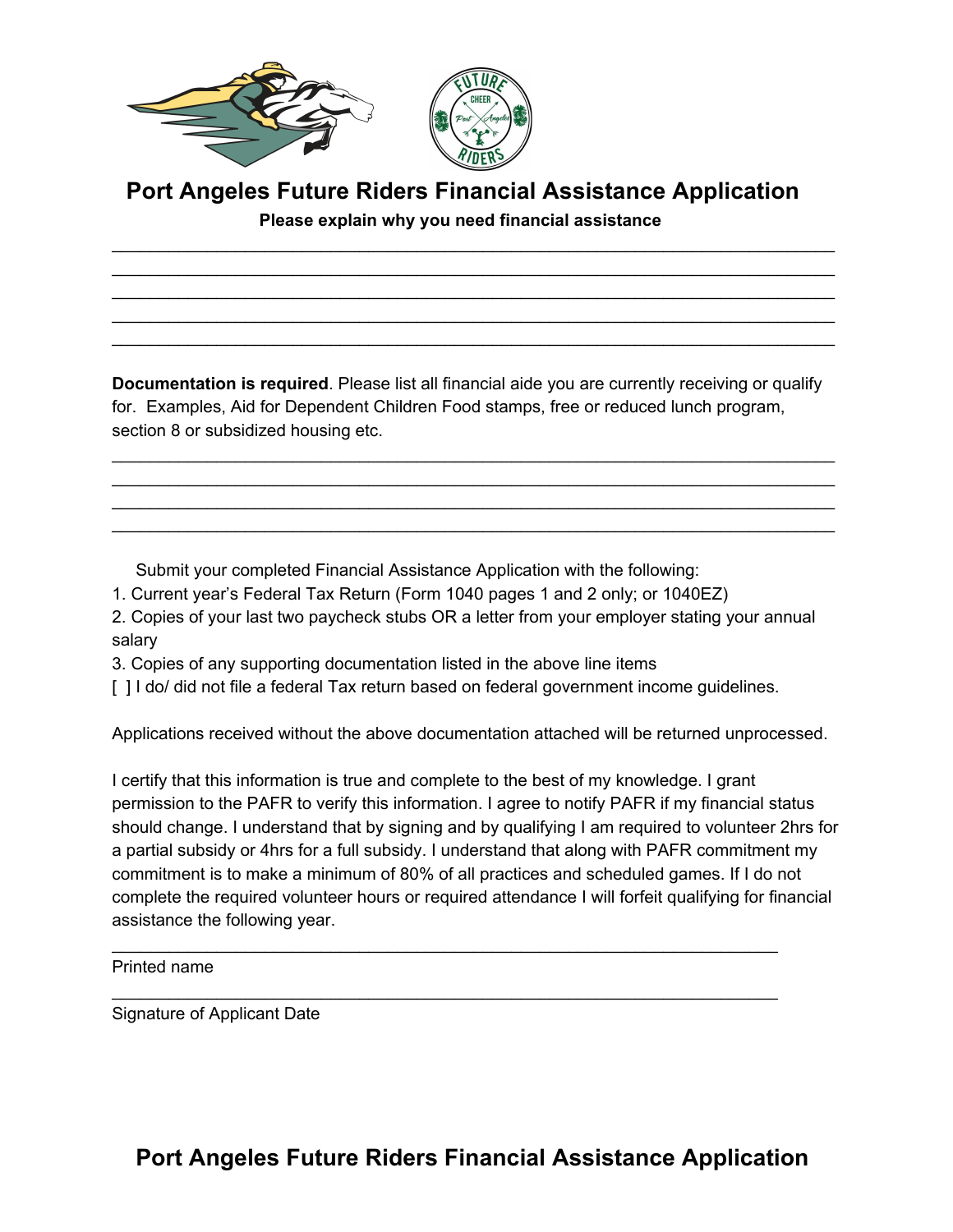# Port Angeles Future Riders Financial Assistance Application

**Please explain why you need financial assistance**

______________________________________________________________________________
______________________________________________________________________________
______________________________________________________________________________
______________________________________________________________________________
______________________________________________________________________________

**Documentation is required**. Please list all financial aide you are currently receiving or qualify for. Examples, Aid for Dependent Children Food stamps, free or reduced lunch program, section 8 or subsidized housing etc.

______________________________________________________________________________
______________________________________________________________________________
______________________________________________________________________________
______________________________________________________________________________

Submit your completed Financial Assistance Application with the following:

1. Current year's Federal Tax Return (Form 1040 pages 1 and 2 only; or 1040EZ)
2. Copies of your last two paycheck stubs OR a letter from your employer stating your annual salary
3. Copies of any supporting documentation listed in the above line items

[ ] I do/ did not file a federal Tax return based on federal government income guidelines.

Applications received without the above documentation attached will be returned unprocessed.

I certify that this information is true and complete to the best of my knowledge. I grant permission to the PAFR to verify this information. I agree to notify PAFR if my financial status should change. I understand that by signing and by qualifying I am required to volunteer 2hrs for a partial subsidy or 4hrs for a full subsidy. I understand that along with PAFR commitment my commitment is to make a minimum of 80% of all practices and scheduled games. If I do not complete the required volunteer hours or required attendance I will forfeit qualifying for financial assistance the following year.

______________________________________________________________________

Printed name

______________________________________________________________________

Signature of Applicant Date

# Port Angeles Future Riders Financial Assistance Application